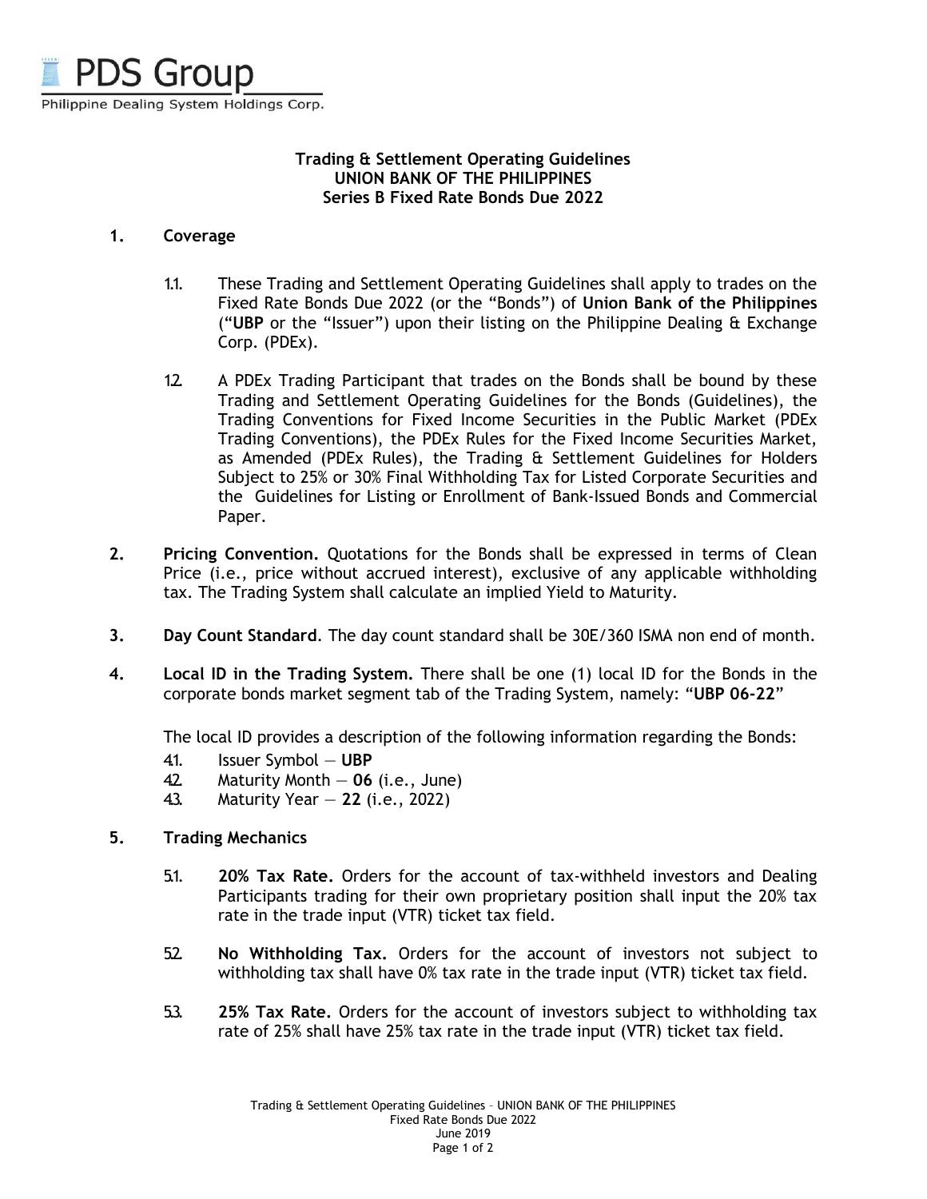PDS Group
Philippine Dealing System Holdings Corp.

**Trading & Settlement Operating Guidelines**
**UNION BANK OF THE PHILIPPINES**
**Series B Fixed Rate Bonds Due 2022**

**1. Coverage**

1.1. These Trading and Settlement Operating Guidelines shall apply to trades on the Fixed Rate Bonds Due 2022 (or the "Bonds") of **Union Bank of the Philippines** ("**UBP** or the "Issuer") upon their listing on the Philippine Dealing & Exchange Corp. (PDEx).

1.2. A PDEx Trading Participant that trades on the Bonds shall be bound by these Trading and Settlement Operating Guidelines for the Bonds (Guidelines), the Trading Conventions for Fixed Income Securities in the Public Market (PDEx Trading Conventions), the PDEx Rules for the Fixed Income Securities Market, as Amended (PDEx Rules), the Trading & Settlement Guidelines for Holders Subject to 25% or 30% Final Withholding Tax for Listed Corporate Securities and the Guidelines for Listing or Enrollment of Bank-Issued Bonds and Commercial Paper.

**2. Pricing Convention.** Quotations for the Bonds shall be expressed in terms of Clean Price (i.e., price without accrued interest), exclusive of any applicable withholding tax. The Trading System shall calculate an implied Yield to Maturity.

**3. Day Count Standard**. The day count standard shall be 30E/360 ISMA non end of month.

**4. Local ID in the Trading System.** There shall be one (1) local ID for the Bonds in the corporate bonds market segment tab of the Trading System, namely: "**UBP 06-22**"

The local ID provides a description of the following information regarding the Bonds:

4.1. Issuer Symbol — **UBP**
4.2. Maturity Month — **06** (i.e., June)
4.3. Maturity Year — **22** (i.e., 2022)

**5. Trading Mechanics**

5.1. **20% Tax Rate.** Orders for the account of tax-withheld investors and Dealing Participants trading for their own proprietary position shall input the 20% tax rate in the trade input (VTR) ticket tax field.

5.2. **No Withholding Tax.** Orders for the account of investors not subject to withholding tax shall have 0% tax rate in the trade input (VTR) ticket tax field.

5.3. **25% Tax Rate.** Orders for the account of investors subject to withholding tax rate of 25% shall have 25% tax rate in the trade input (VTR) ticket tax field.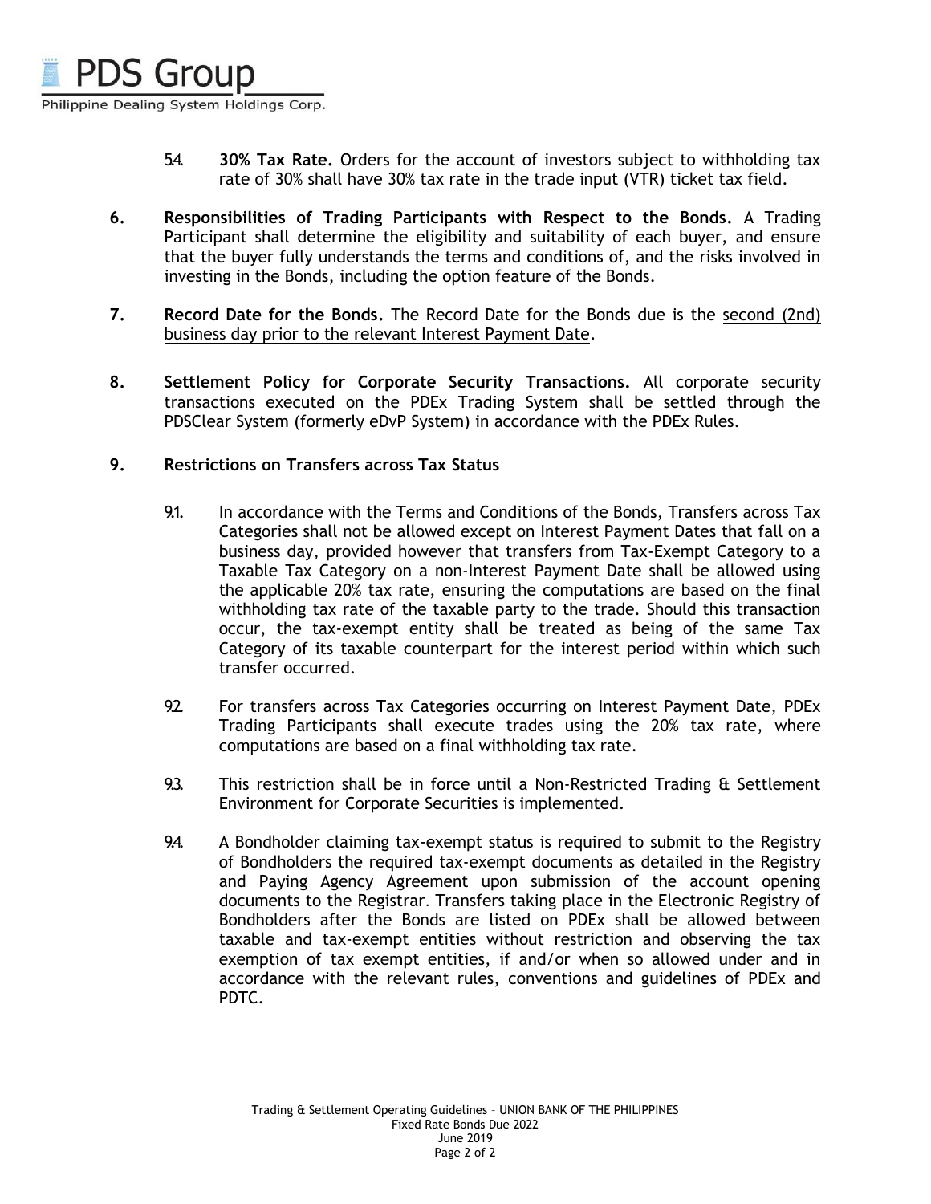5.4. **30% Tax Rate.** Orders for the account of investors subject to withholding tax rate of 30% shall have 30% tax rate in the trade input (VTR) ticket tax field.

**6. Responsibilities of Trading Participants with Respect to the Bonds.** A Trading Participant shall determine the eligibility and suitability of each buyer, and ensure that the buyer fully understands the terms and conditions of, and the risks involved in investing in the Bonds, including the option feature of the Bonds.

**7. Record Date for the Bonds.** The Record Date for the Bonds due is the second (2nd) business day prior to the relevant Interest Payment Date.

**8. Settlement Policy for Corporate Security Transactions.** All corporate security transactions executed on the PDEx Trading System shall be settled through the PDSClear System (formerly eDvP System) in accordance with the PDEx Rules.

**9. Restrictions on Transfers across Tax Status**

9.1. In accordance with the Terms and Conditions of the Bonds, Transfers across Tax Categories shall not be allowed except on Interest Payment Dates that fall on a business day, provided however that transfers from Tax-Exempt Category to a Taxable Tax Category on a non-Interest Payment Date shall be allowed using the applicable 20% tax rate, ensuring the computations are based on the final withholding tax rate of the taxable party to the trade. Should this transaction occur, the tax-exempt entity shall be treated as being of the same Tax Category of its taxable counterpart for the interest period within which such transfer occurred.

9.2. For transfers across Tax Categories occurring on Interest Payment Date, PDEx Trading Participants shall execute trades using the 20% tax rate, where computations are based on a final withholding tax rate.

9.3. This restriction shall be in force until a Non-Restricted Trading & Settlement Environment for Corporate Securities is implemented.

9.4. A Bondholder claiming tax-exempt status is required to submit to the Registry of Bondholders the required tax-exempt documents as detailed in the Registry and Paying Agency Agreement upon submission of the account opening documents to the Registrar. Transfers taking place in the Electronic Registry of Bondholders after the Bonds are listed on PDEx shall be allowed between taxable and tax-exempt entities without restriction and observing the tax exemption of tax exempt entities, if and/or when so allowed under and in accordance with the relevant rules, conventions and guidelines of PDEx and PDTC.